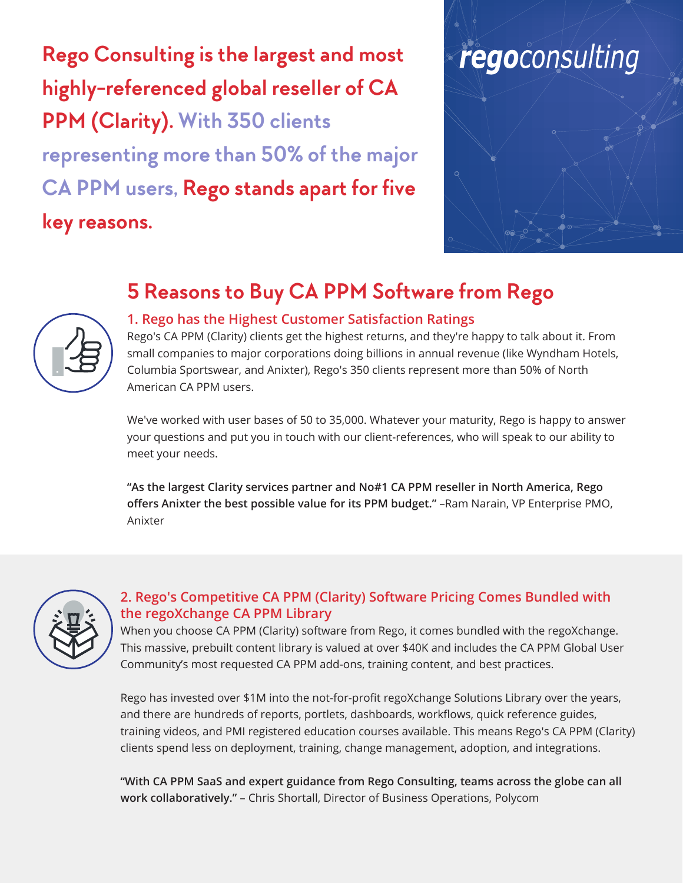**Rego Consulting is the largest and most highly-referenced global reseller of CA PPM (Clarity). With 350 clients representing more than 50% of the major CA PPM users, Rego stands apart for five key reasons.**

regoconsulting

# 5 Reasons to Buy CA PPM Software from Rego

## 1. Rego has the Highest Customer Satisfaction Ratings

Rego's CA PPM (Clarity) clients get the highest returns, and they're happy to talk about it. From small companies to major corporations doing billions in annual revenue (like Wyndham Hotels, Columbia Sportswear, and Anixter), Rego's 350 clients represent more than 50% of North American CA PPM users.

We've worked with user bases of 50 to 35,000. Whatever your maturity, Rego is happy to answer your questions and put you in touch with our client-references, who will speak to our ability to meet your needs.

**"As the largest Clarity services partner and No#1 CA PPM reseller in North America, Rego offers Anixter the best possible value for its PPM budget."** –Ram Narain, VP Enterprise PMO, Anixter

## 2. Rego's Competitive CA PPM (Clarity) Software Pricing Comes Bundled with the regoXchange CA PPM Library

When you choose CA PPM (Clarity) software from Rego, it comes bundled with the regoXchange. This massive, prebuilt content library is valued at over $40K and includes the CA PPM Global User Community's most requested CA PPM add-ons, training content, and best practices.

Rego has invested over $1M into the not-for-profit regoXchange Solutions Library over the years, and there are hundreds of reports, portlets, dashboards, workflows, quick reference guides, training videos, and PMI registered education courses available. This means Rego's CA PPM (Clarity) clients spend less on deployment, training, change management, adoption, and integrations.

**"With CA PPM SaaS and expert guidance from Rego Consulting, teams across the globe can all work collaboratively."** – Chris Shortall, Director of Business Operations, Polycom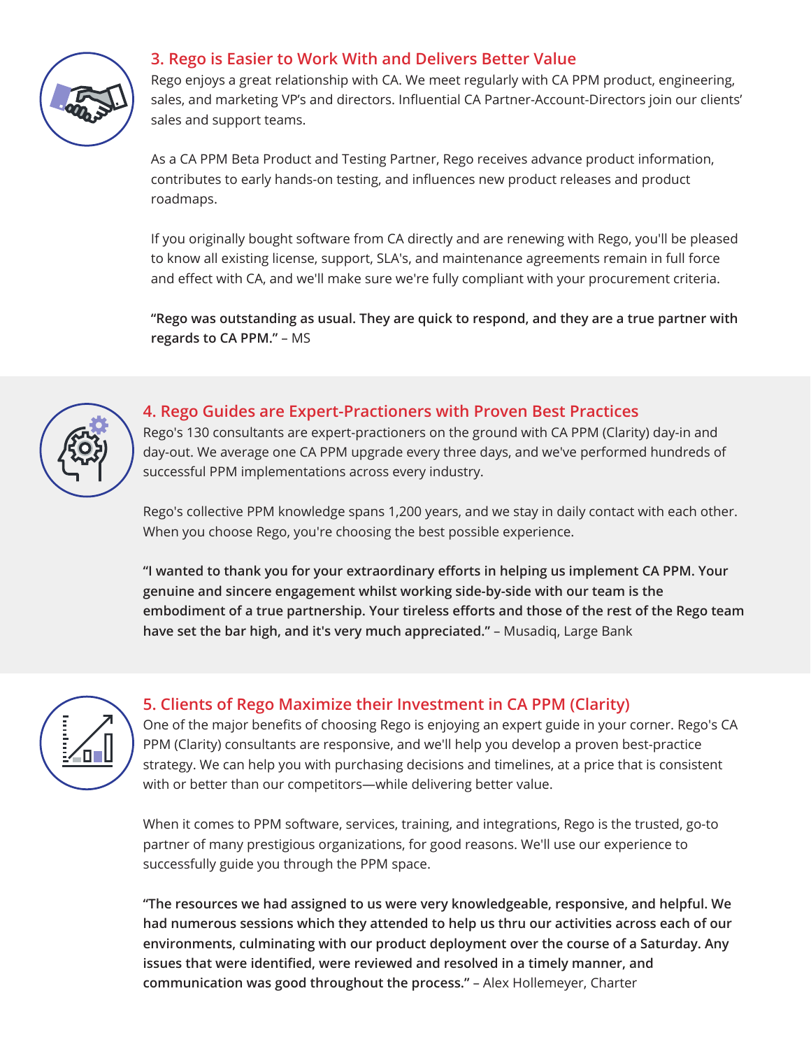### 3. Rego is Easier to Work With and Delivers Better Value

Rego enjoys a great relationship with CA. We meet regularly with CA PPM product, engineering, sales, and marketing VP's and directors. Influential CA Partner-Account-Directors join our clients' sales and support teams.

As a CA PPM Beta Product and Testing Partner, Rego receives advance product information, contributes to early hands-on testing, and influences new product releases and product roadmaps.

If you originally bought software from CA directly and are renewing with Rego, you'll be pleased to know all existing license, support, SLA's, and maintenance agreements remain in full force and effect with CA, and we'll make sure we're fully compliant with your procurement criteria.

**"Rego was outstanding as usual. They are quick to respond, and they are a true partner with regards to CA PPM."** – MS

### 4. Rego Guides are Expert-Practioners with Proven Best Practices

Rego's 130 consultants are expert-practioners on the ground with CA PPM (Clarity) day-in and day-out. We average one CA PPM upgrade every three days, and we've performed hundreds of successful PPM implementations across every industry.

Rego's collective PPM knowledge spans 1,200 years, and we stay in daily contact with each other. When you choose Rego, you're choosing the best possible experience.

**"I wanted to thank you for your extraordinary efforts in helping us implement CA PPM. Your genuine and sincere engagement whilst working side-by-side with our team is the embodiment of a true partnership. Your tireless efforts and those of the rest of the Rego team have set the bar high, and it's very much appreciated."** – Musadiq, Large Bank

### 5. Clients of Rego Maximize their Investment in CA PPM (Clarity)

One of the major benefits of choosing Rego is enjoying an expert guide in your corner. Rego's CA PPM (Clarity) consultants are responsive, and we'll help you develop a proven best-practice strategy. We can help you with purchasing decisions and timelines, at a price that is consistent with or better than our competitors—while delivering better value.

When it comes to PPM software, services, training, and integrations, Rego is the trusted, go-to partner of many prestigious organizations, for good reasons. We'll use our experience to successfully guide you through the PPM space.

**"The resources we had assigned to us were very knowledgeable, responsive, and helpful. We had numerous sessions which they attended to help us thru our activities across each of our environments, culminating with our product deployment over the course of a Saturday. Any issues that were identified, were reviewed and resolved in a timely manner, and communication was good throughout the process."** – Alex Hollemeyer, Charter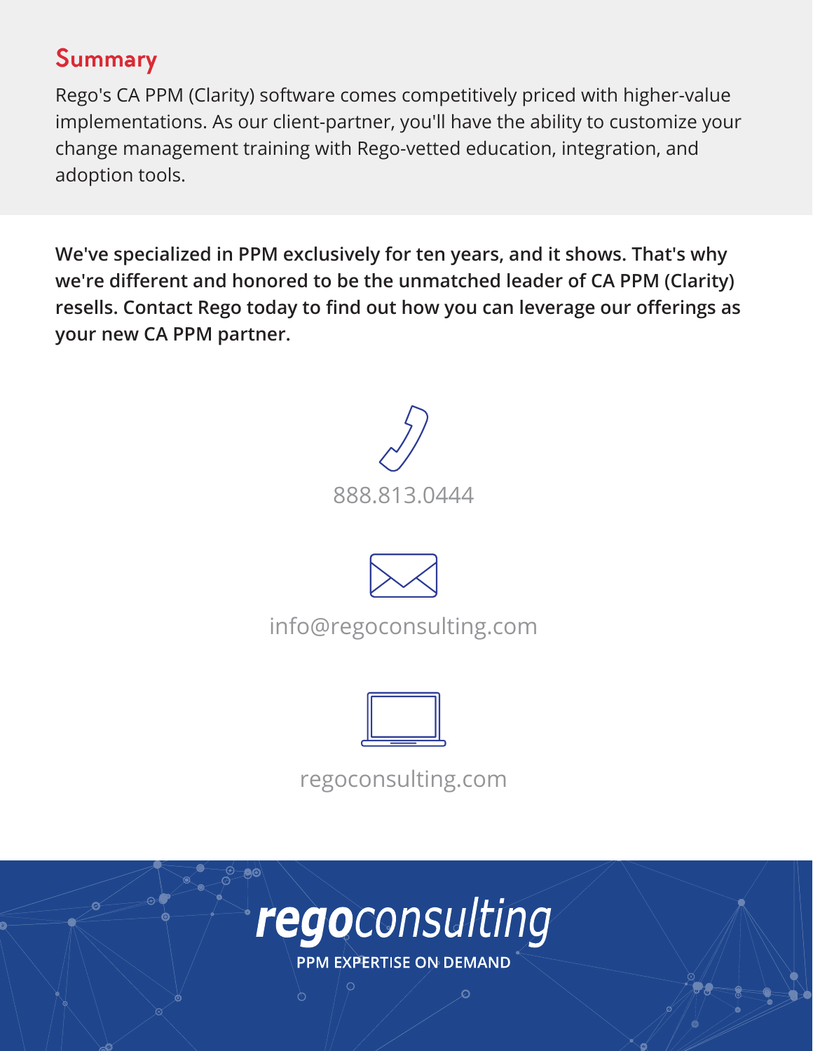## Summary

Rego's CA PPM (Clarity) software comes competitively priced with higher-value implementations. As our client-partner, you'll have the ability to customize your change management training with Rego-vetted education, integration, and adoption tools.

**We've specialized in PPM exclusively for ten years, and it shows. That's why we're different and honored to be the unmatched leader of CA PPM (Clarity) resells. Contact Rego today to find out how you can leverage our offerings as your new CA PPM partner.**

888.813.0444

info@regoconsulting.com

regoconsulting.com

**rego**consulting

PPM EXPERTISE ON DEMAND